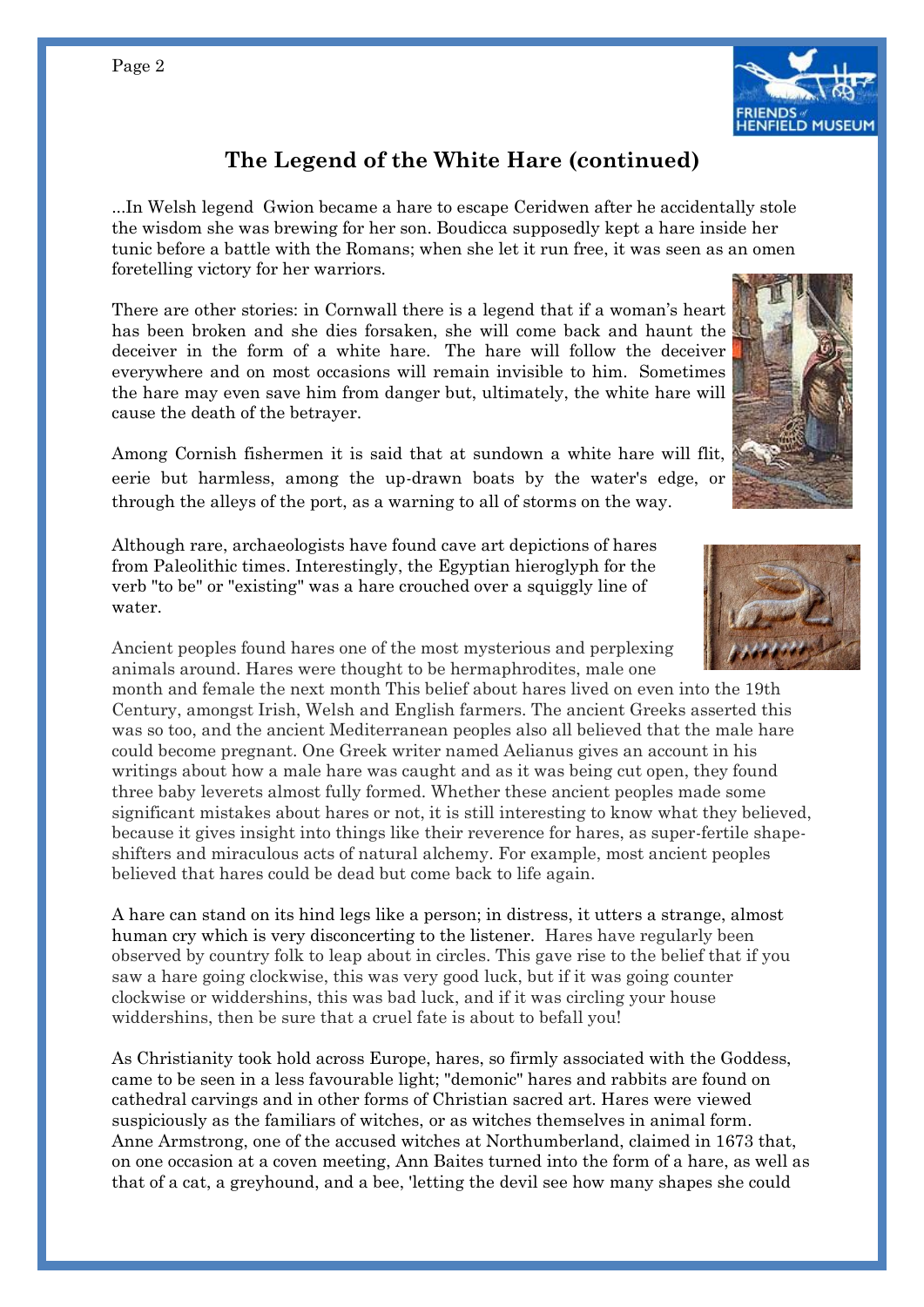## The Legend of the White Hare (continued)

...In Welsh legend Gwion became a hare to escape Ceridwen after he accidentally stole the wisdom she was brewing for her son. Boudicca supposedly kept a hare inside her tunic before a battle with the Romans; when she let it run free, it was seen as an omen foretelling victory for her warriors.

There are other stories: in Cornwall there is a legend that if a woman's heart has been broken and she dies forsaken, she will come back and haunt the deceiver in the form of a white hare. The hare will follow the deceiver everywhere and on most occasions will remain invisible to him. Sometimes the hare may even save him from danger but, ultimately, the white hare will cause the death of the betrayer.

Among Cornish fishermen it is said that at sundown a white hare will flit, eerie but harmless, among the up-drawn boats by the water's edge, or through the alleys of the port, as a warning to all of storms on the way.

Although rare, archaeologists have found cave art depictions of hares from Paleolithic times. Interestingly, the Egyptian hieroglyph for the verb "to be" or "existing" was a hare crouched over a squiggly line of water.

Ancient peoples found hares one of the most mysterious and perplexing animals around. Hares were thought to be hermaphrodites, male one month and female the next month This belief about hares lived on even into the 19th Century, amongst Irish, Welsh and English farmers. The ancient Greeks asserted this was so too, and the ancient Mediterranean peoples also all believed that the male hare could become pregnant. One Greek writer named Aelianus gives an account in his writings about how a male hare was caught and as it was being cut open, they found three baby leverets almost fully formed. Whether these ancient peoples made some significant mistakes about hares or not, it is still interesting to know what they believed, because it gives insight into things like their reverence for hares, as super-fertile shape-shifters and miraculous acts of natural alchemy. For example, most ancient peoples believed that hares could be dead but come back to life again.

A hare can stand on its hind legs like a person; in distress, it utters a strange, almost human cry which is very disconcerting to the listener. Hares have regularly been observed by country folk to leap about in circles. This gave rise to the belief that if you saw a hare going clockwise, this was very good luck, but if it was going counter clockwise or widdershins, this was bad luck, and if it was circling your house widdershins, then be sure that a cruel fate is about to befall you!

As Christianity took hold across Europe, hares, so firmly associated with the Goddess, came to be seen in a less favourable light; "demonic" hares and rabbits are found on cathedral carvings and in other forms of Christian sacred art. Hares were viewed suspiciously as the familiars of witches, or as witches themselves in animal form. Anne Armstrong, one of the accused witches at Northumberland, claimed in 1673 that, on one occasion at a coven meeting, Ann Baites turned into the form of a hare, as well as that of a cat, a greyhound, and a bee, 'letting the devil see how many shapes she could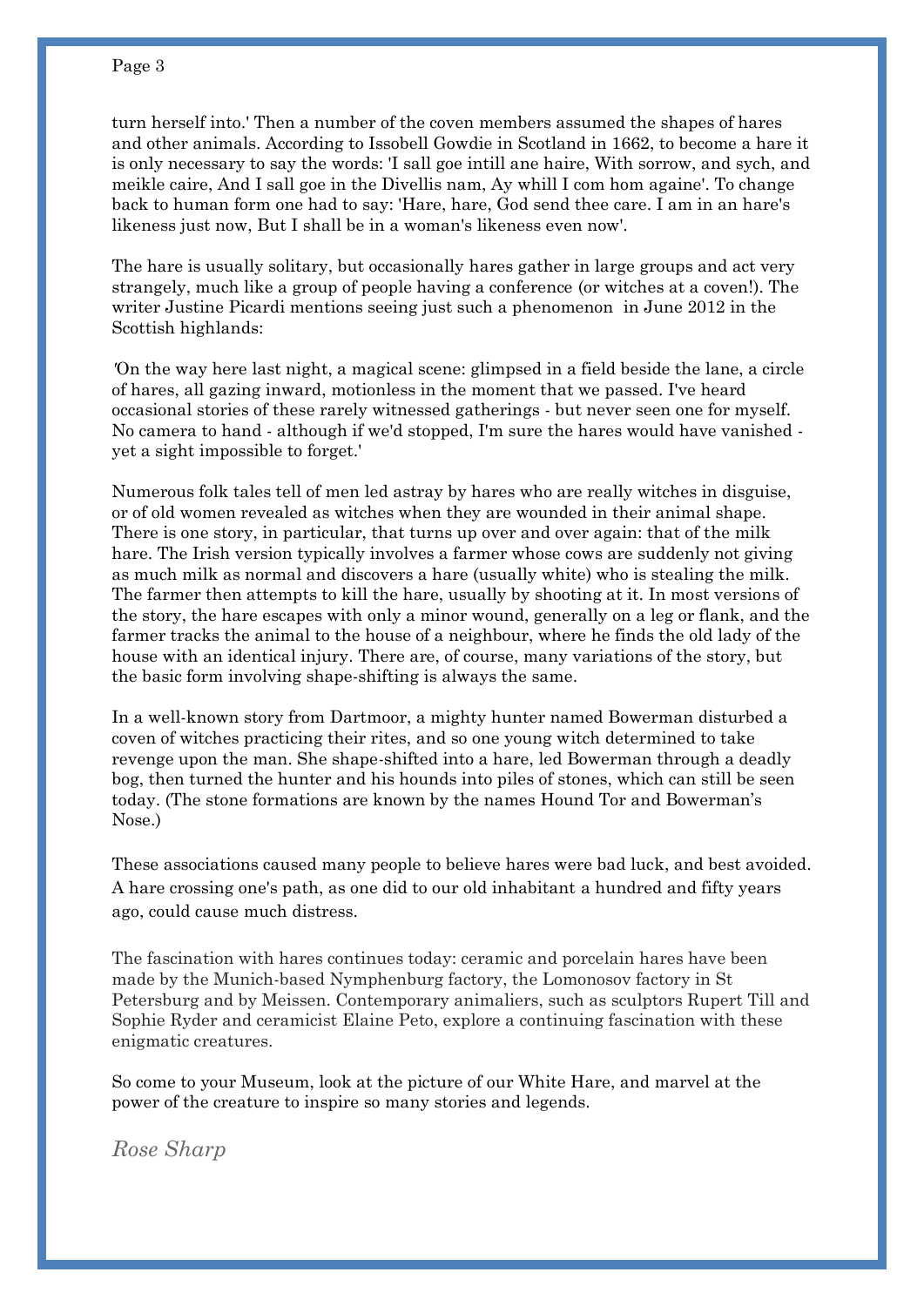turn herself into.' Then a number of the coven members assumed the shapes of hares and other animals. According to Issobell Gowdie in Scotland in 1662, to become a hare it is only necessary to say the words: 'I sall goe intill ane haire, With sorrow, and sych, and meikle caire, And I sall goe in the Divellis nam, Ay whill I com hom againe'. To change back to human form one had to say: 'Hare, hare, God send thee care. I am in an hare's likeness just now, But I shall be in a woman's likeness even now'.

The hare is usually solitary, but occasionally hares gather in large groups and act very strangely, much like a group of people having a conference (or witches at a coven!). The writer Justine Picardi mentions seeing just such a phenomenon in June 2012 in the Scottish highlands:

*'*On the way here last night, a magical scene: glimpsed in a field beside the lane, a circle of hares, all gazing inward, motionless in the moment that we passed. I've heard occasional stories of these rarely witnessed gatherings - but never seen one for myself. No camera to hand - although if we'd stopped, I'm sure the hares would have vanished - yet a sight impossible to forget.'

Numerous folk tales tell of men led astray by hares who are really witches in disguise, or of old women revealed as witches when they are wounded in their animal shape. There is one story, in particular, that turns up over and over again: that of the milk hare. The Irish version typically involves a farmer whose cows are suddenly not giving as much milk as normal and discovers a hare (usually white) who is stealing the milk. The farmer then attempts to kill the hare, usually by shooting at it. In most versions of the story, the hare escapes with only a minor wound, generally on a leg or flank, and the farmer tracks the animal to the house of a neighbour, where he finds the old lady of the house with an identical injury. There are, of course, many variations of the story, but the basic form involving shape-shifting is always the same.

In a well-known story from Dartmoor, a mighty hunter named Bowerman disturbed a coven of witches practicing their rites, and so one young witch determined to take revenge upon the man. She shape-shifted into a hare, led Bowerman through a deadly bog, then turned the hunter and his hounds into piles of stones, which can still be seen today. (The stone formations are known by the names Hound Tor and Bowerman's Nose.)

These associations caused many people to believe hares were bad luck, and best avoided. A hare crossing one's path, as one did to our old inhabitant a hundred and fifty years ago, could cause much distress.

The fascination with hares continues today: ceramic and porcelain hares have been made by the Munich-based Nymphenburg factory, the Lomonosov factory in St Petersburg and by Meissen. Contemporary animaliers, such as sculptors Rupert Till and Sophie Ryder and ceramicist Elaine Peto, explore a continuing fascination with these enigmatic creatures.

So come to your Museum, look at the picture of our White Hare, and marvel at the power of the creature to inspire so many stories and legends.

*Rose Sharp*